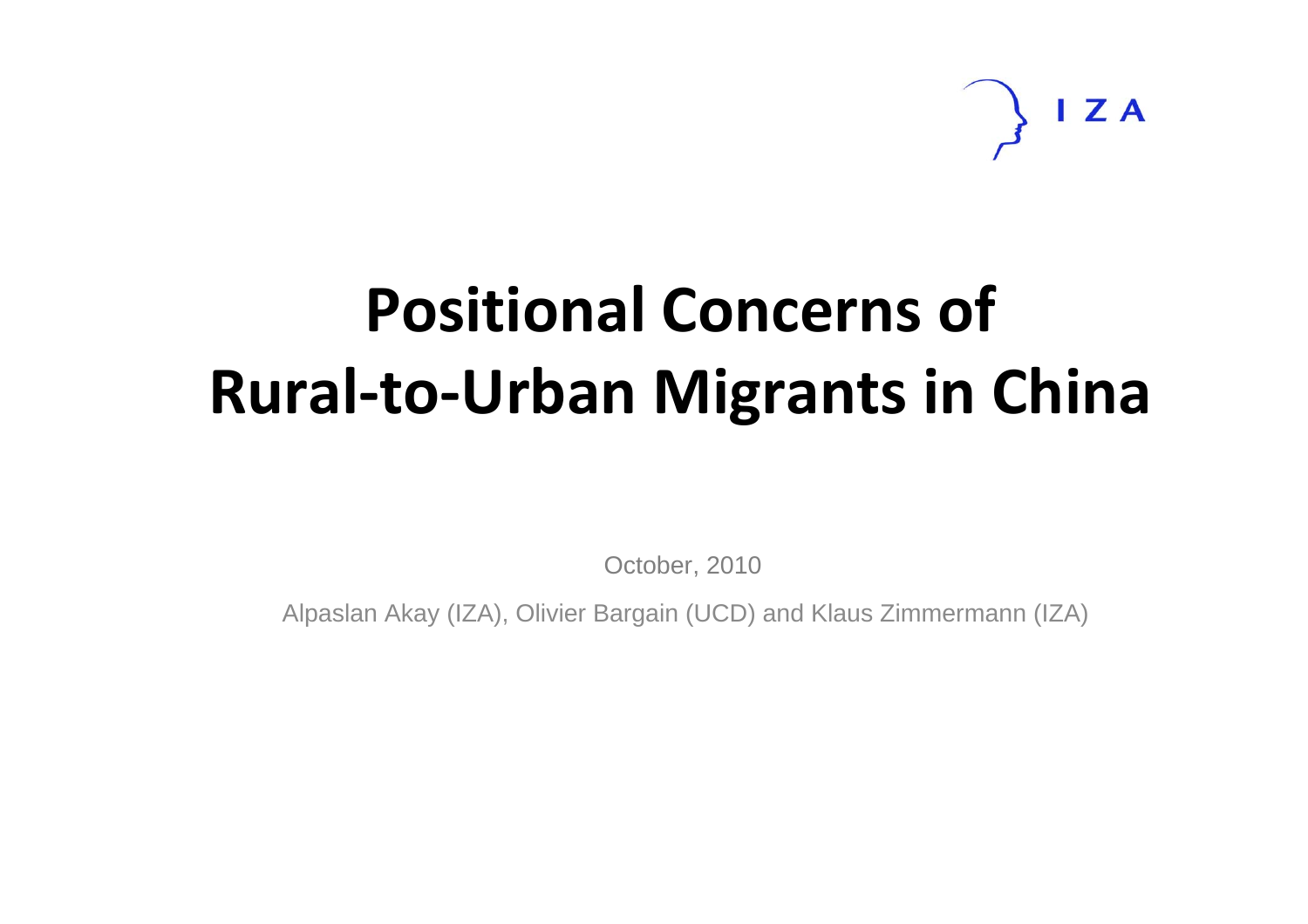I Z A

# Positional Concerns of Rural-to-Urban Migrants in China

October, 2010

Alpaslan Akay (IZA), Olivier Bargain (UCD) and Klaus Zimmermann (IZA)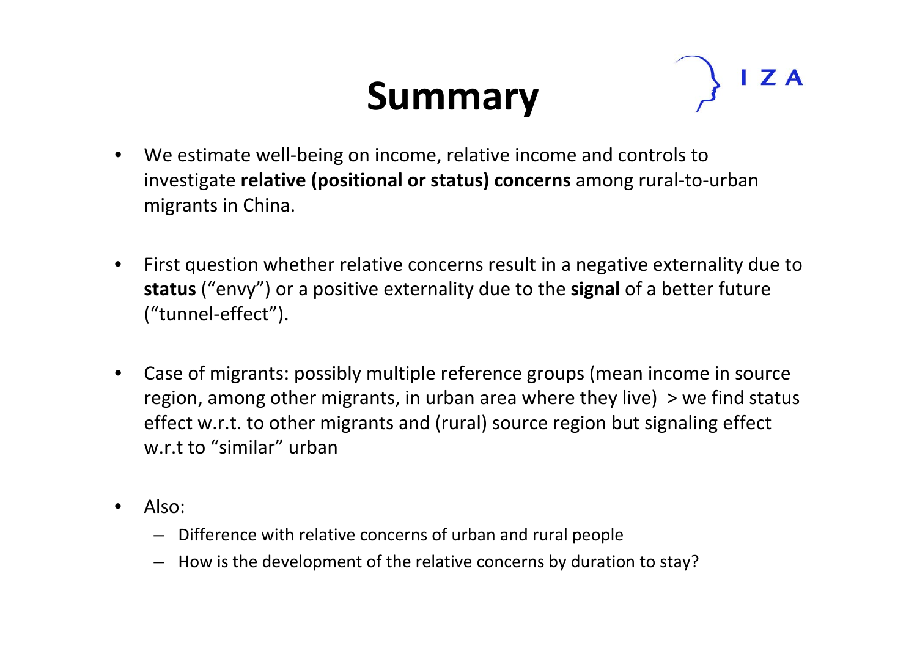# Summary

- We estimate well-being on income, relative income and controls to investigate **relative (positional or status) concerns** among rural-to-urban migrants in China.

- First question whether relative concerns result in a negative externality due to **status** (“envy”) or a positive externality due to the **signal** of a better future (“tunnel-effect”).

- Case of migrants: possibly multiple reference groups (mean income in source region, among other migrants, in urban area where they live) > we find status effect w.r.t. to other migrants and (rural) source region but signaling effect w.r.t to “similar” urban

- Also:
  - Difference with relative concerns of urban and rural people
  - How is the development of the relative concerns by duration to stay?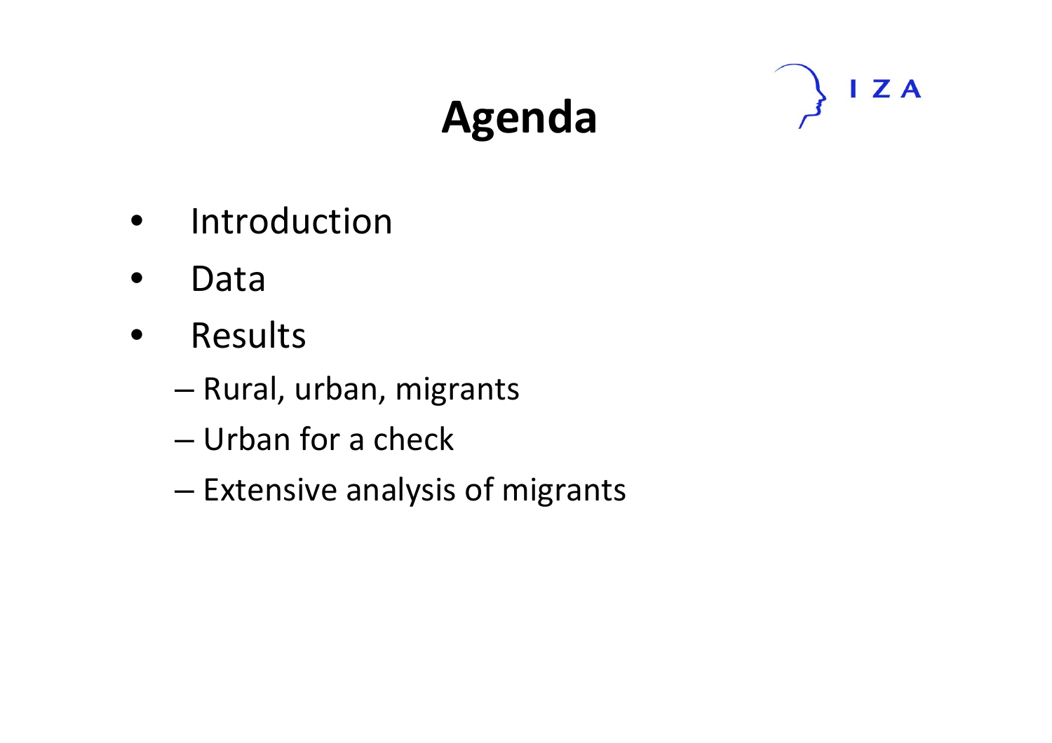# Agenda

- Introduction
- Data
- Results
  - Rural, urban, migrants
  - Urban for a check
  - Extensive analysis of migrants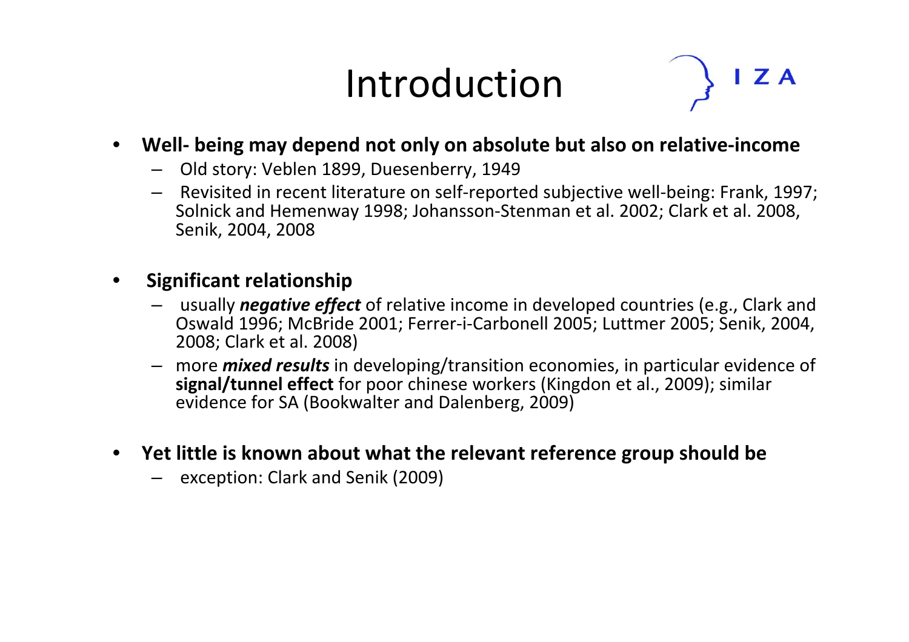# Introduction

- **Well- being may depend not only on absolute but also on relative-income**
  - Old story: Veblen 1899, Duesenberry, 1949
  - Revisited in recent literature on self-reported subjective well-being: Frank, 1997; Solnick and Hemenway 1998; Johansson-Stenman et al. 2002; Clark et al. 2008, Senik, 2004, 2008

- **Significant relationship**
  - usually ***negative effect*** of relative income in developed countries (e.g., Clark and Oswald 1996; McBride 2001; Ferrer-i-Carbonell 2005; Luttmer 2005; Senik, 2004, 2008; Clark et al. 2008)
  - more ***mixed results*** in developing/transition economies, in particular evidence of **signal/tunnel effect** for poor chinese workers (Kingdon et al., 2009); similar evidence for SA (Bookwalter and Dalenberg, 2009)

- **Yet little is known about what the relevant reference group should be**
  - exception: Clark and Senik (2009)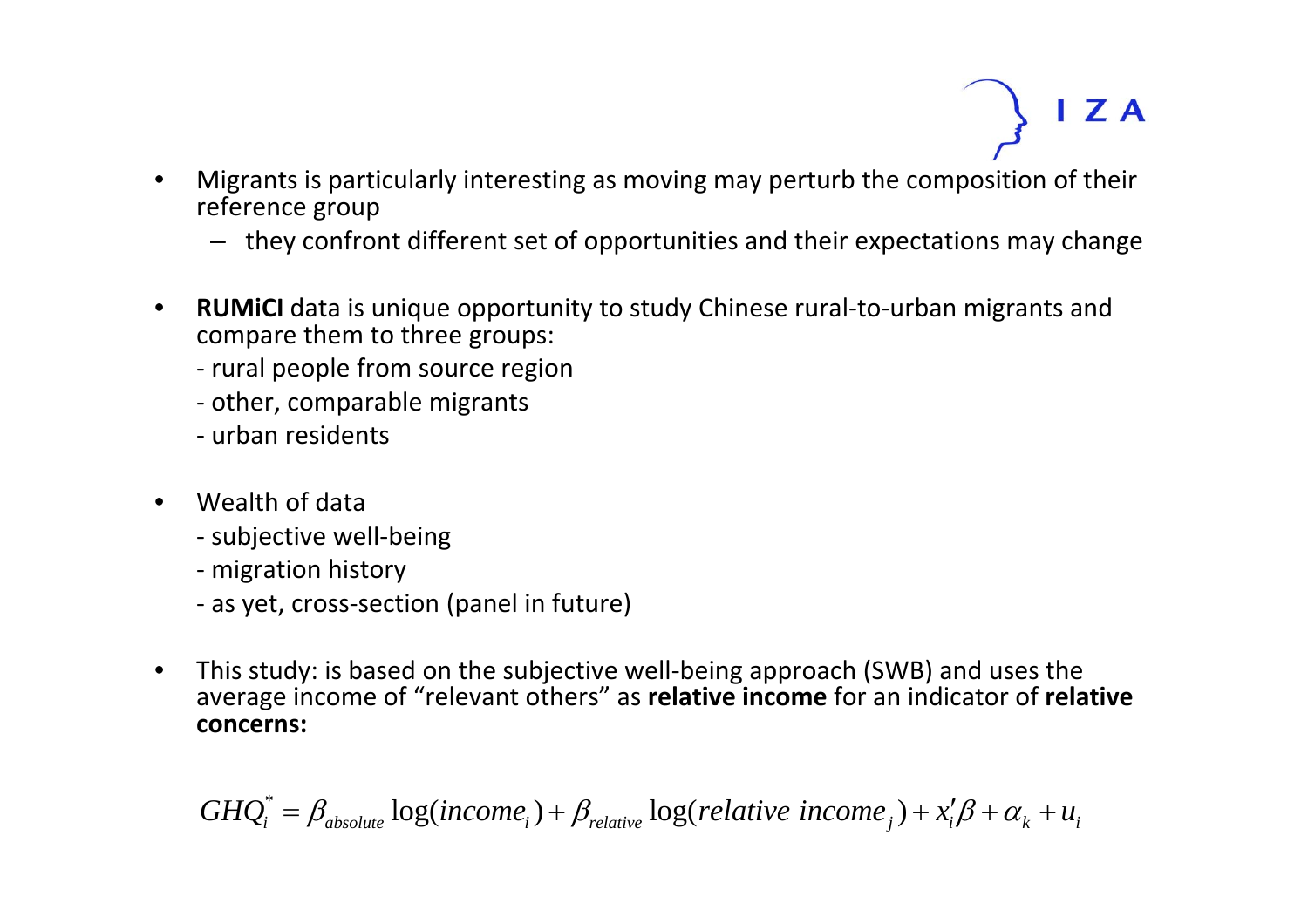- Migrants is particularly interesting as moving may perturb the composition of their reference group
  - they confront different set of opportunities and their expectations may change

- **RUMiCI** data is unique opportunity to study Chinese rural-to-urban migrants and compare them to three groups:
  - rural people from source region
  - other, comparable migrants
  - urban residents

- Wealth of data
  - subjective well-being
  - migration history
  - as yet, cross-section (panel in future)

- This study: is based on the subjective well-being approach (SWB) and uses the average income of "relevant others" as **relative income** for an indicator of **relative concerns:**

$$GHQ_i^* = \beta_{absolute} \log(income_i) + \beta_{relative} \log(relative\ income_j) + x_i'\beta + \alpha_k + u_i$$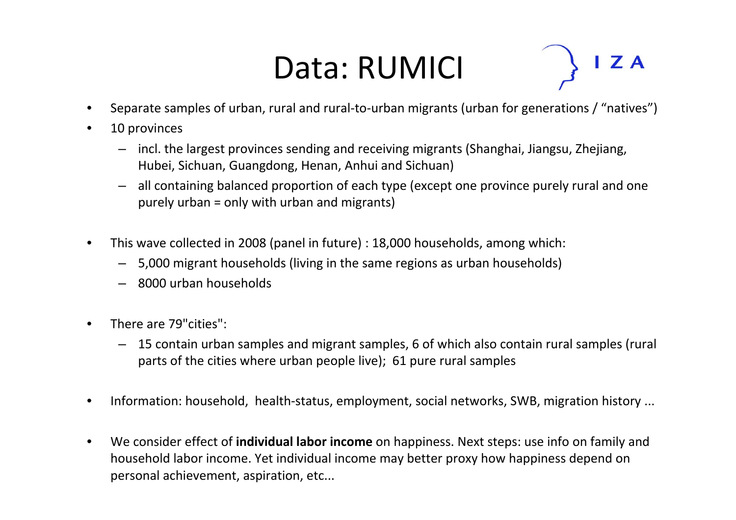# Data: RUMICI

- Separate samples of urban, rural and rural-to-urban migrants (urban for generations / "natives")
- 10 provinces
  - incl. the largest provinces sending and receiving migrants (Shanghai, Jiangsu, Zhejiang, Hubei, Sichuan, Guangdong, Henan, Anhui and Sichuan)
  - all containing balanced proportion of each type (except one province purely rural and one purely urban = only with urban and migrants)
- This wave collected in 2008 (panel in future) : 18,000 households, among which:
  - 5,000 migrant households (living in the same regions as urban households)
  - 8000 urban households
- There are 79"cities":
  - 15 contain urban samples and migrant samples, 6 of which also contain rural samples (rural parts of the cities where urban people live); 61 pure rural samples
- Information: household, health-status, employment, social networks, SWB, migration history ...
- We consider effect of **individual labor income** on happiness. Next steps: use info on family and household labor income. Yet individual income may better proxy how happiness depend on personal achievement, aspiration, etc...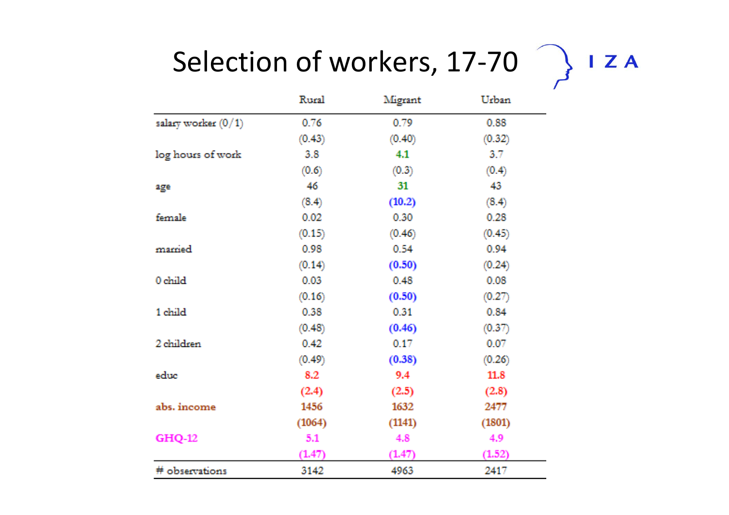# Selection of workers, 17-70

| | Rural | Migrant | Urban |
|---|---|---|---|
| salary worker (0/1) | 0.76 | 0.79 | 0.88 |
| | (0.43) | (0.40) | (0.32) |
| log hours of work | 3.8 | 4.1 | 3.7 |
| | (0.6) | (0.3) | (0.4) |
| age | 46 | 31 | 43 |
| | (8.4) | (10.2) | (8.4) |
| female | 0.02 | 0.30 | 0.28 |
| | (0.15) | (0.46) | (0.45) |
| married | 0.98 | 0.54 | 0.94 |
| | (0.14) | (0.50) | (0.24) |
| 0 child | 0.03 | 0.48 | 0.08 |
| | (0.16) | (0.50) | (0.27) |
| 1 child | 0.38 | 0.31 | 0.84 |
| | (0.48) | (0.46) | (0.37) |
| 2 children | 0.42 | 0.17 | 0.07 |
| | (0.49) | (0.38) | (0.26) |
| educ | 8.2 | 9.4 | 11.8 |
| | (2.4) | (2.5) | (2.8) |
| abs. income | 1456 | 1632 | 2477 |
| | (1064) | (1141) | (1801) |
| GHQ-12 | 5.1 | 4.8 | 4.9 |
| | (1.47) | (1.47) | (1.52) |
| # observations | 3142 | 4963 | 2417 |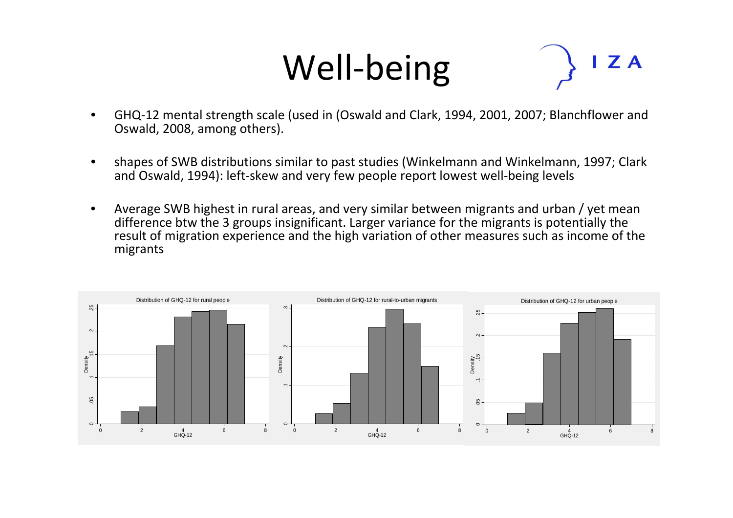# Well-being

- GHQ-12 mental strength scale (used in (Oswald and Clark, 1994, 2001, 2007; Blanchflower and Oswald, 2008, among others).
- shapes of SWB distributions similar to past studies (Winkelmann and Winkelmann, 1997; Clark and Oswald, 1994): left-skew and very few people report lowest well-being levels
- Average SWB highest in rural areas, and very similar between migrants and urban / yet mean difference btw the 3 groups insignificant. Larger variance for the migrants is potentially the result of migration experience and the high variation of other measures such as income of the migrants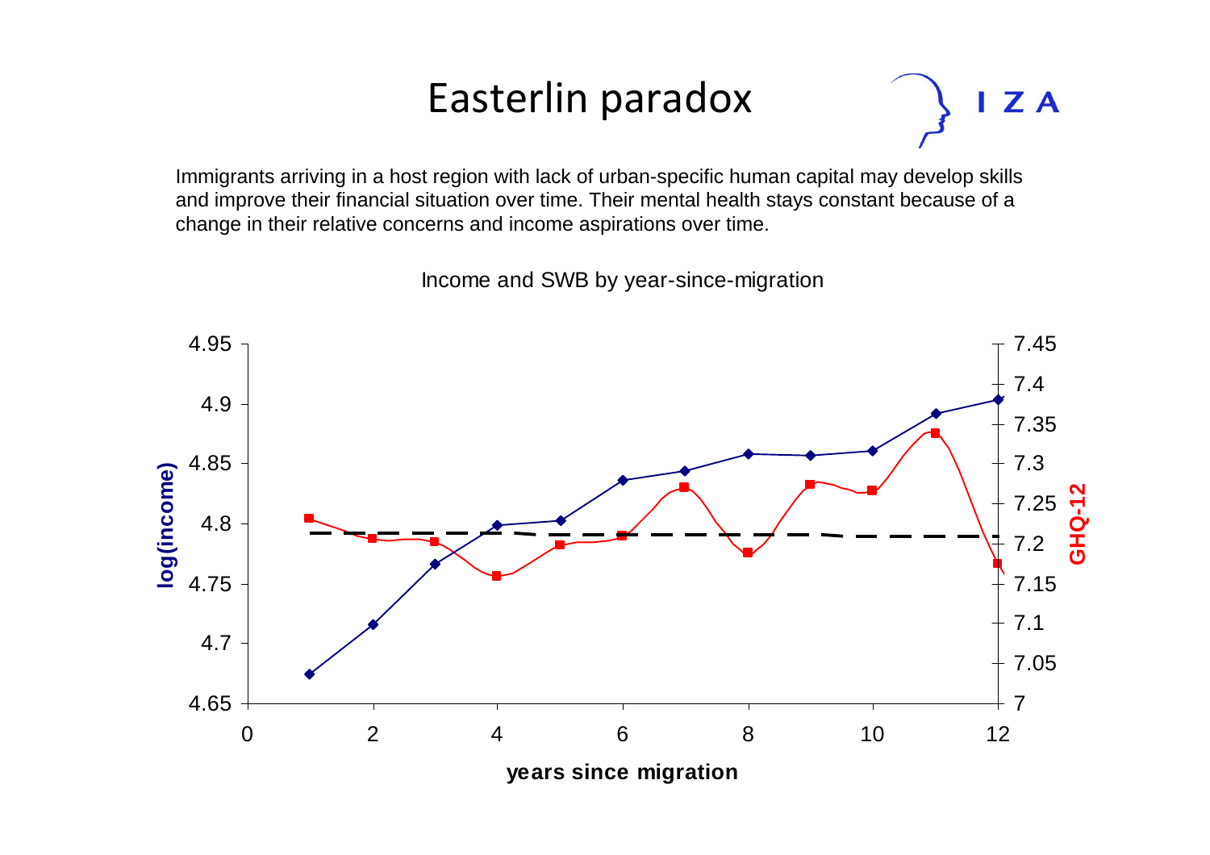# Easterlin paradox

Immigrants arriving in a host region with lack of urban-specific human capital may develop skills and improve their financial situation over time. Their mental health stays constant because of a change in their relative concerns and income aspirations over time.

Income and SWB by year-since-migration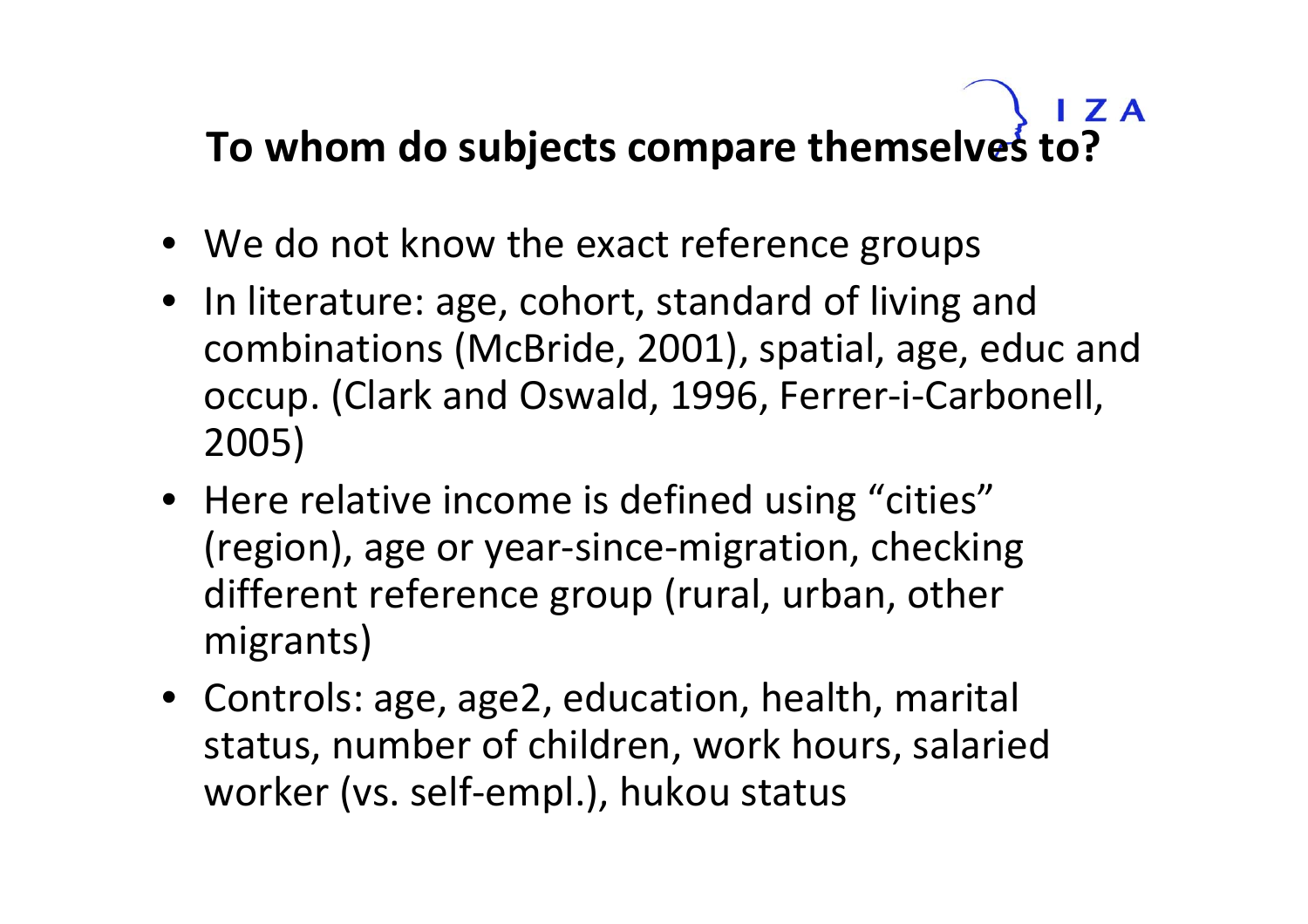## To whom do subjects compare themselves to?

- We do not know the exact reference groups
- In literature: age, cohort, standard of living and combinations (McBride, 2001), spatial, age, educ and occup. (Clark and Oswald, 1996, Ferrer-i-Carbonell, 2005)
- Here relative income is defined using "cities" (region), age or year-since-migration, checking different reference group (rural, urban, other migrants)
- Controls: age, age2, education, health, marital status, number of children, work hours, salaried worker (vs. self-empl.), hukou status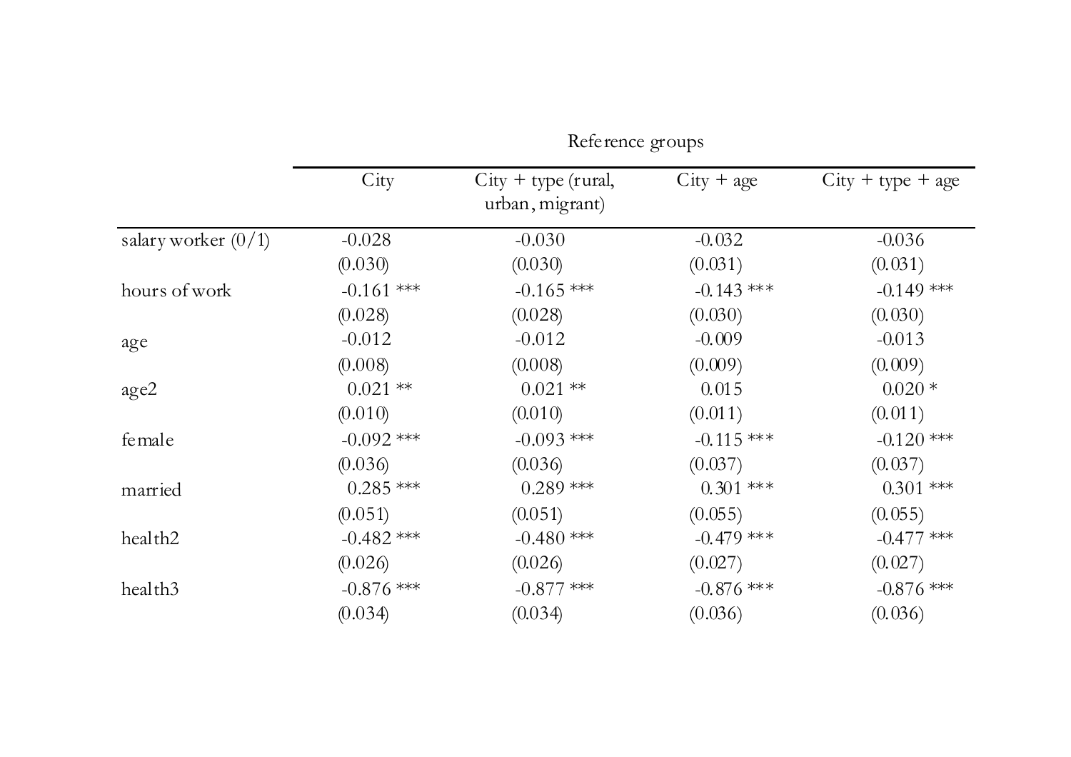| | Reference groups | | | |
|---|---|---|---|---|
| | City | City + type (rural, urban, migrant) | City + age | City + type + age |
| salary worker (0/1) | -0.028 | -0.030 | -0.032 | -0.036 |
| | (0.030) | (0.030) | (0.031) | (0.031) |
| hours of work | -0.161 *** | -0.165 *** | -0.143 *** | -0.149 *** |
| | (0.028) | (0.028) | (0.030) | (0.030) |
| age | -0.012 | -0.012 | -0.009 | -0.013 |
| | (0.008) | (0.008) | (0.009) | (0.009) |
| age2 | 0.021 ** | 0.021 ** | 0.015 | 0.020 * |
| | (0.010) | (0.010) | (0.011) | (0.011) |
| female | -0.092 *** | -0.093 *** | -0.115 *** | -0.120 *** |
| | (0.036) | (0.036) | (0.037) | (0.037) |
| married | 0.285 *** | 0.289 *** | 0.301 *** | 0.301 *** |
| | (0.051) | (0.051) | (0.055) | (0.055) |
| health2 | -0.482 *** | -0.480 *** | -0.479 *** | -0.477 *** |
| | (0.026) | (0.026) | (0.027) | (0.027) |
| health3 | -0.876 *** | -0.877 *** | -0.876 *** | -0.876 *** |
| | (0.034) | (0.034) | (0.036) | (0.036) |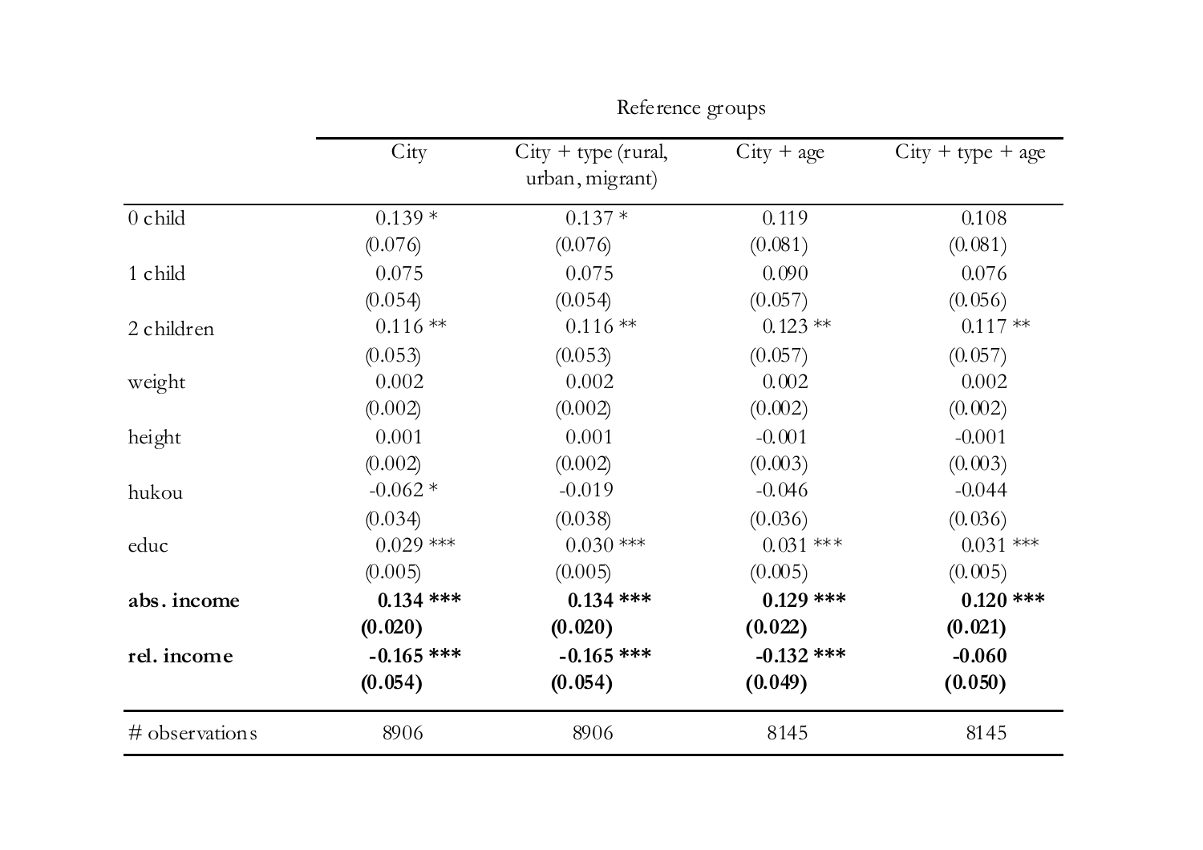| | Reference groups | | | |
|---|---|---|---|---|
| | City | City + type (rural, urban, migrant) | City + age | City + type + age |
| 0 child | 0.139 * | 0.137 * | 0.119 | 0.108 |
| | (0.076) | (0.076) | (0.081) | (0.081) |
| 1 child | 0.075 | 0.075 | 0.090 | 0.076 |
| | (0.054) | (0.054) | (0.057) | (0.056) |
| 2 children | 0.116 ** | 0.116 ** | 0.123 ** | 0.117 ** |
| | (0.053) | (0.053) | (0.057) | (0.057) |
| weight | 0.002 | 0.002 | 0.002 | 0.002 |
| | (0.002) | (0.002) | (0.002) | (0.002) |
| height | 0.001 | 0.001 | -0.001 | -0.001 |
| | (0.002) | (0.002) | (0.003) | (0.003) |
| hukou | -0.062 * | -0.019 | -0.046 | -0.044 |
| | (0.034) | (0.038) | (0.036) | (0.036) |
| educ | 0.029 *** | 0.030 *** | 0.031 *** | 0.031 *** |
| | (0.005) | (0.005) | (0.005) | (0.005) |
| **abs. income** | **0.134 *** ** | **0.134 *** ** | **0.129 *** ** | **0.120 *** ** |
| | **(0.020)** | **(0.020)** | **(0.022)** | **(0.021)** |
| **rel. income** | **-0.165 *** ** | **-0.165 *** ** | **-0.132 *** ** | **-0.060** |
| | **(0.054)** | **(0.054)** | **(0.049)** | **(0.050)** |
| # observations | 8906 | 8906 | 8145 | 8145 |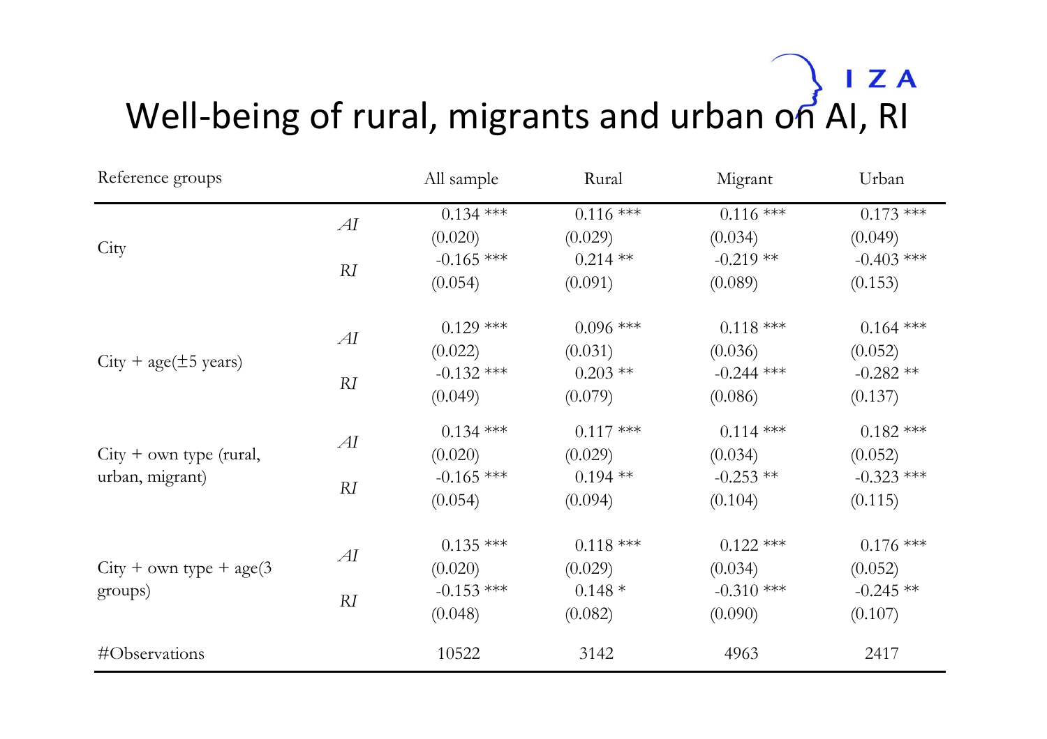# Well-being of rural, migrants and urban on AI, RI

| Reference groups | | All sample | Rural | Migrant | Urban |
|---|---|---|---|---|---|
| City | *AI* | 0.134 *** | 0.116 *** | 0.116 *** | 0.173 *** |
| | | (0.020) | (0.029) | (0.034) | (0.049) |
| | *RI* | -0.165 *** | 0.214 ** | -0.219 ** | -0.403 *** |
| | | (0.054) | (0.091) | (0.089) | (0.153) |
| City + age(±5 years) | *AI* | 0.129 *** | 0.096 *** | 0.118 *** | 0.164 *** |
| | | (0.022) | (0.031) | (0.036) | (0.052) |
| | *RI* | -0.132 *** | 0.203 ** | -0.244 *** | -0.282 ** |
| | | (0.049) | (0.079) | (0.086) | (0.137) |
| City + own type (rural, urban, migrant) | *AI* | 0.134 *** | 0.117 *** | 0.114 *** | 0.182 *** |
| | | (0.020) | (0.029) | (0.034) | (0.052) |
| | *RI* | -0.165 *** | 0.194 ** | -0.253 ** | -0.323 *** |
| | | (0.054) | (0.094) | (0.104) | (0.115) |
| City + own type + age(3 groups) | *AI* | 0.135 *** | 0.118 *** | 0.122 *** | 0.176 *** |
| | | (0.020) | (0.029) | (0.034) | (0.052) |
| | *RI* | -0.153 *** | 0.148 * | -0.310 *** | -0.245 ** |
| | | (0.048) | (0.082) | (0.090) | (0.107) |
| #Observations | | 10522 | 3142 | 4963 | 2417 |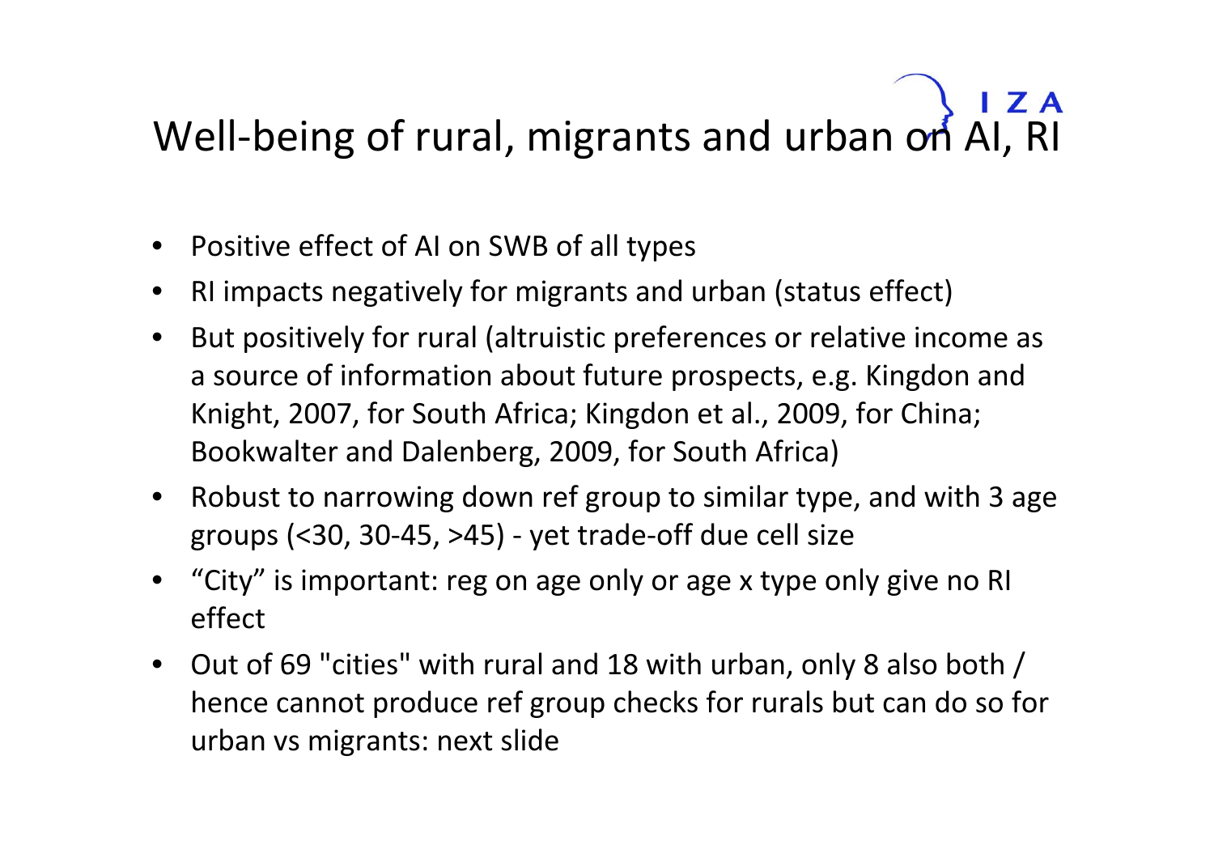# Well-being of rural, migrants and urban on AI, RI

- Positive effect of AI on SWB of all types
- RI impacts negatively for migrants and urban (status effect)
- But positively for rural (altruistic preferences or relative income as a source of information about future prospects, e.g. Kingdon and Knight, 2007, for South Africa; Kingdon et al., 2009, for China; Bookwalter and Dalenberg, 2009, for South Africa)
- Robust to narrowing down ref group to similar type, and with 3 age groups (<30, 30-45, >45) - yet trade-off due cell size
- "City" is important: reg on age only or age x type only give no RI effect
- Out of 69 "cities" with rural and 18 with urban, only 8 also both / hence cannot produce ref group checks for rurals but can do so for urban vs migrants: next slide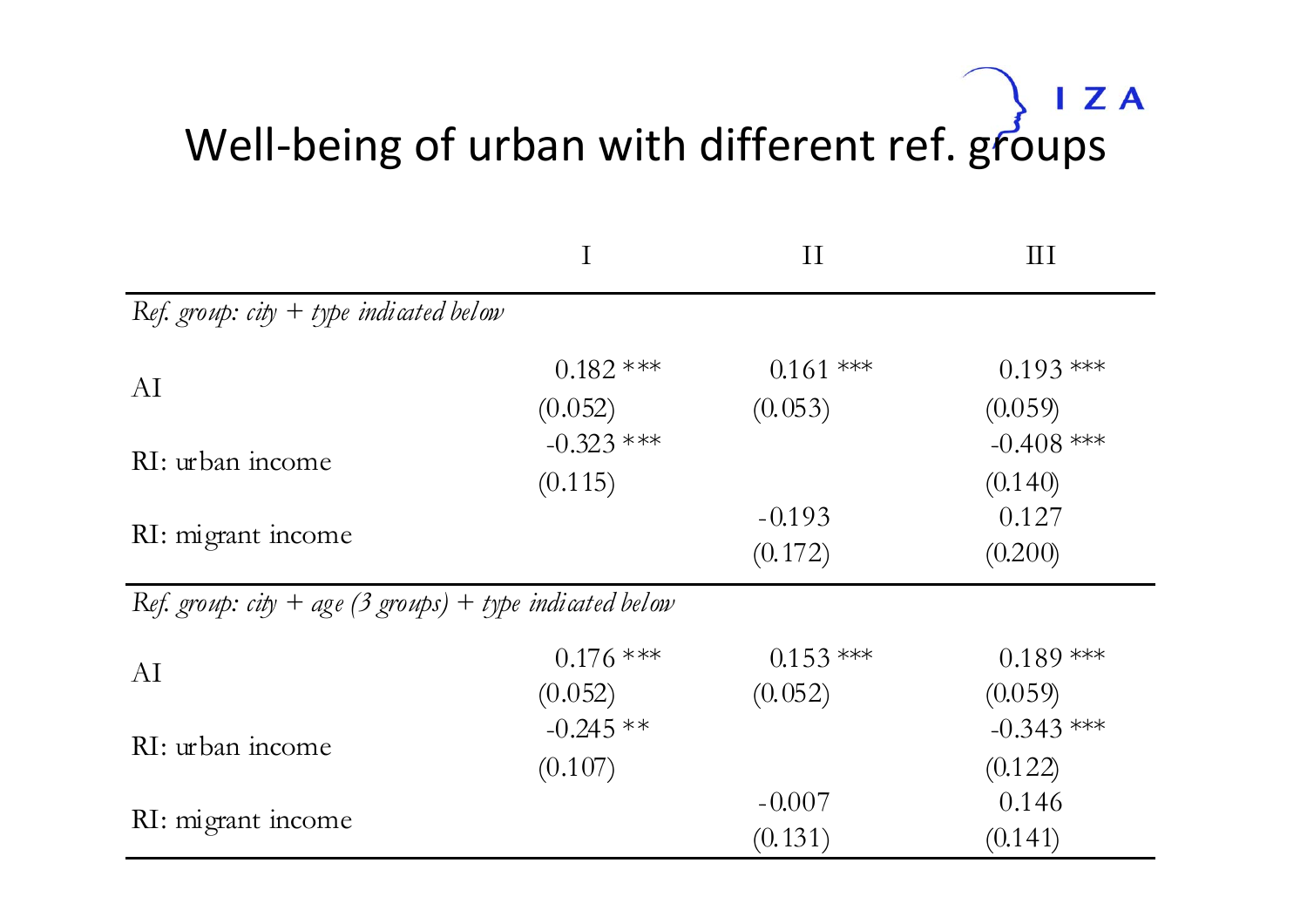# Well-being of urban with different ref. groups

| | I | II | III |
|---|---|---|---|
| *Ref. group: city + type indicated below* | | | |
| AI | 0.182 *** | 0.161 *** | 0.193 *** |
| | (0.052) | (0.053) | (0.059) |
| RI: urban income | -0.323 *** | | -0.408 *** |
| | (0.115) | | (0.140) |
| RI: migrant income | | -0.193 | 0.127 |
| | | (0.172) | (0.200) |
| *Ref. group: city + age (3 groups) + type indicated below* | | | |
| AI | 0.176 *** | 0.153 *** | 0.189 *** |
| | (0.052) | (0.052) | (0.059) |
| RI: urban income | -0.245 ** | | -0.343 *** |
| | (0.107) | | (0.122) |
| RI: migrant income | | -0.007 | 0.146 |
| | | (0.131) | (0.141) |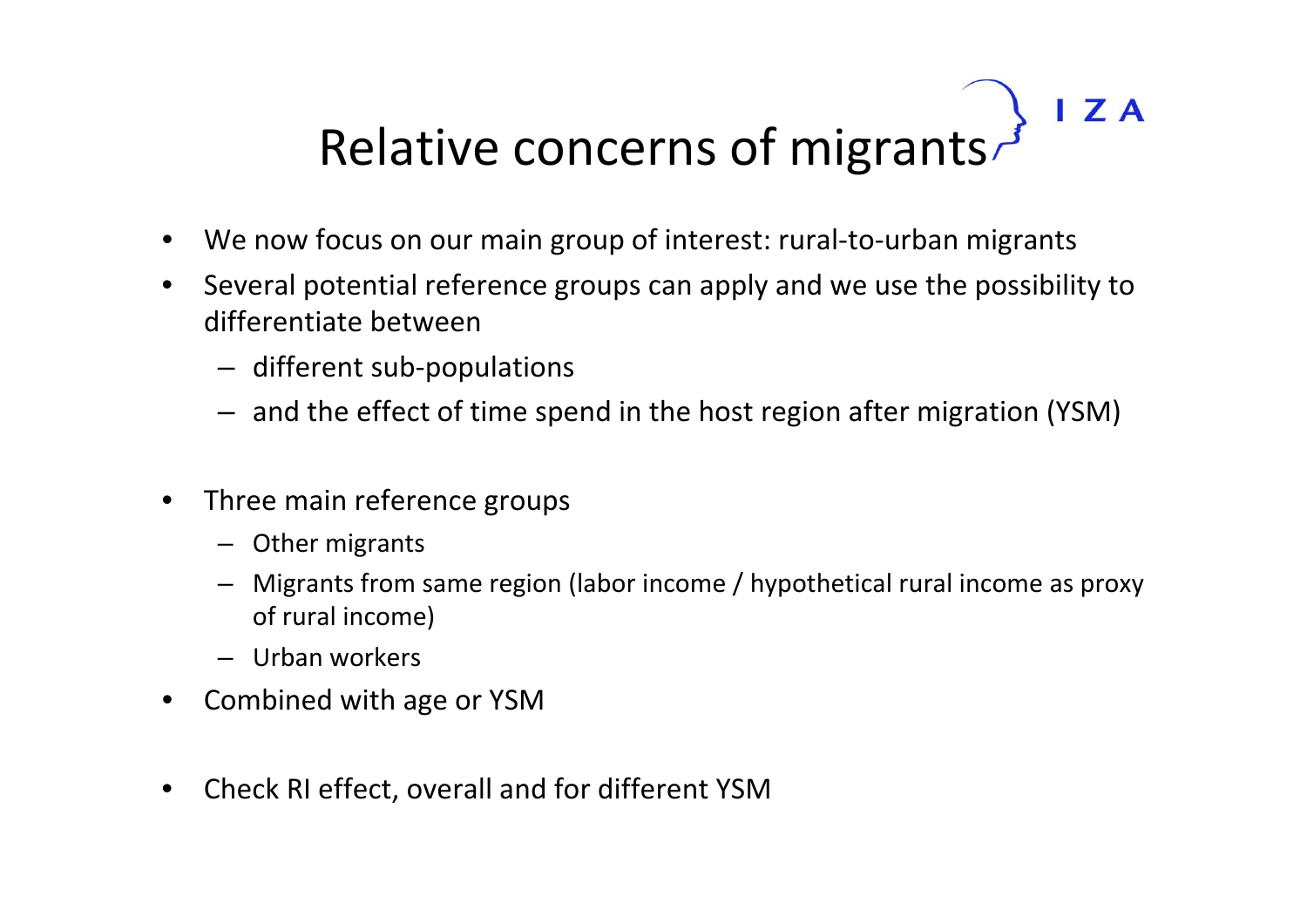# Relative concerns of migrants

- We now focus on our main group of interest: rural-to-urban migrants
- Several potential reference groups can apply and we use the possibility to differentiate between
  - different sub-populations
  - and the effect of time spend in the host region after migration (YSM)

- Three main reference groups
  - Other migrants
  - Migrants from same region (labor income / hypothetical rural income as proxy of rural income)
  - Urban workers
- Combined with age or YSM

- Check RI effect, overall and for different YSM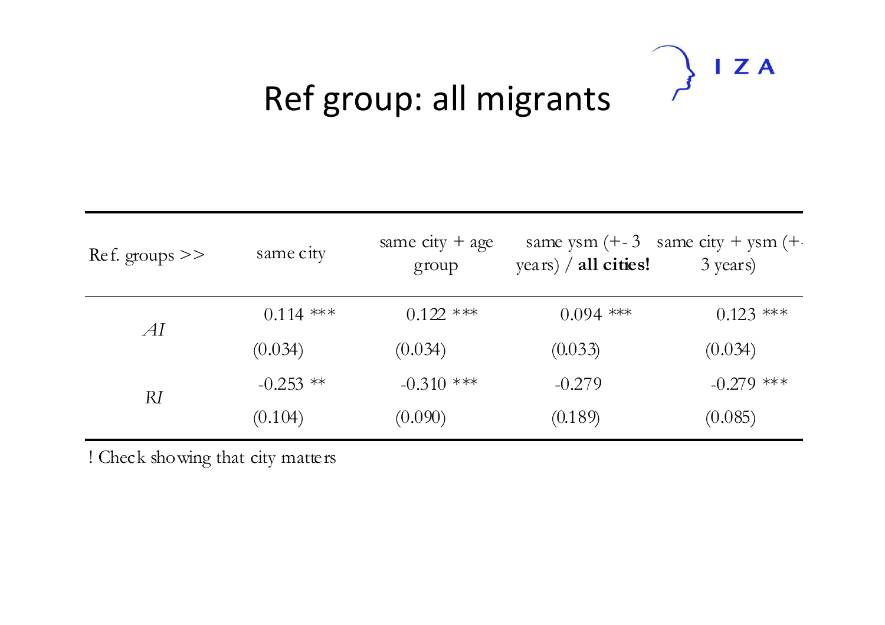# Ref group: all migrants

| Ref. groups >> | same city | same city + age group | same ysm (+- 3 years) / **all cities!** | same city + ysm (+- 3 years) |
|---|---|---|---|---|
| *AI* | 0.114 *** | 0.122 *** | 0.094 *** | 0.123 *** |
| | (0.034) | (0.034) | (0.033) | (0.034) |
| *RI* | -0.253 ** | -0.310 *** | -0.279 | -0.279 *** |
| | (0.104) | (0.090) | (0.189) | (0.085) |

! Check showing that city matters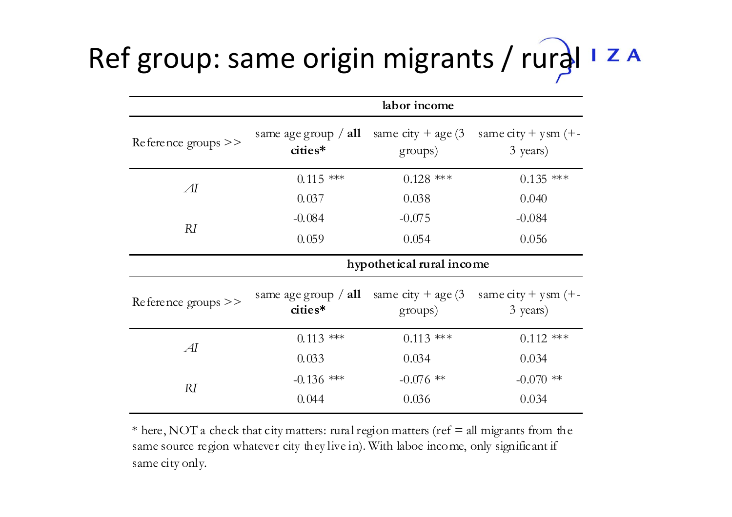# Ref group: same origin migrants / rural

| | labor income | | |
|---|---|---|---|
| Reference groups >> | same age group / **all cities*** | same city + age (3 groups) | same city + ysm (+- 3 years) |
| *AI* | 0.115 *** | 0.128 *** | 0.135 *** |
| | 0.037 | 0.038 | 0.040 |
| *RI* | -0.084 | -0.075 | -0.084 |
| | 0.059 | 0.054 | 0.056 |
| | **hypothetical rural income** | | |
| Reference groups >> | same age group / **all cities*** | same city + age (3 groups) | same city + ysm (+- 3 years) |
| *AI* | 0.113 *** | 0.113 *** | 0.112 *** |
| | 0.033 | 0.034 | 0.034 |
| *RI* | -0.136 *** | -0.076 ** | -0.070 ** |
| | 0.044 | 0.036 | 0.034 |

* here, NOT a check that city matters: rural region matters (ref = all migrants from the same source region whatever city they live in). With laboe income, only significant if same city only.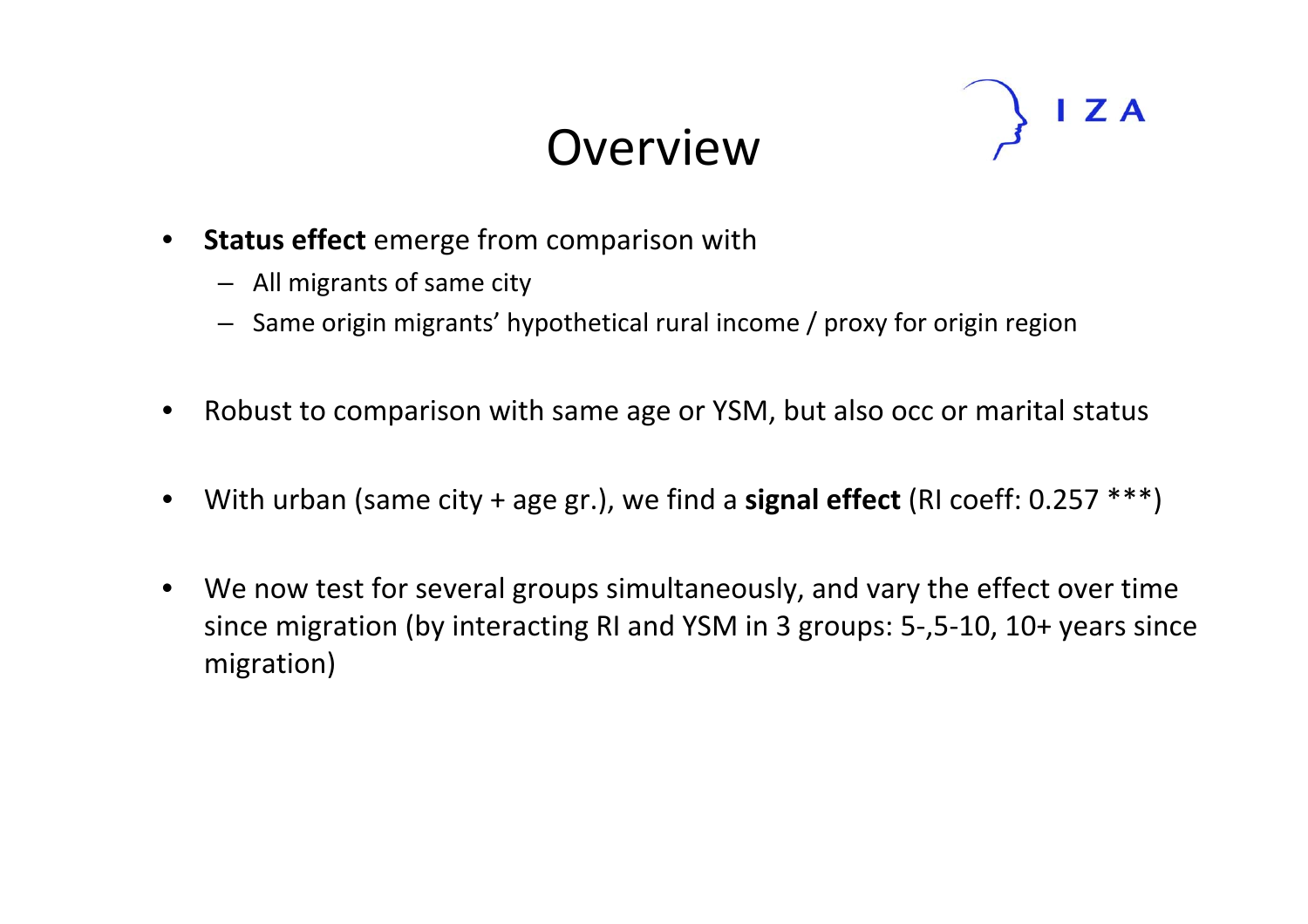# Overview

- **Status effect** emerge from comparison with
  - All migrants of same city
  - Same origin migrants' hypothetical rural income / proxy for origin region
- Robust to comparison with same age or YSM, but also occ or marital status
- With urban (same city + age gr.), we find a **signal effect** (RI coeff: 0.257 ***)
- We now test for several groups simultaneously, and vary the effect over time since migration (by interacting RI and YSM in 3 groups: 5-,5-10, 10+ years since migration)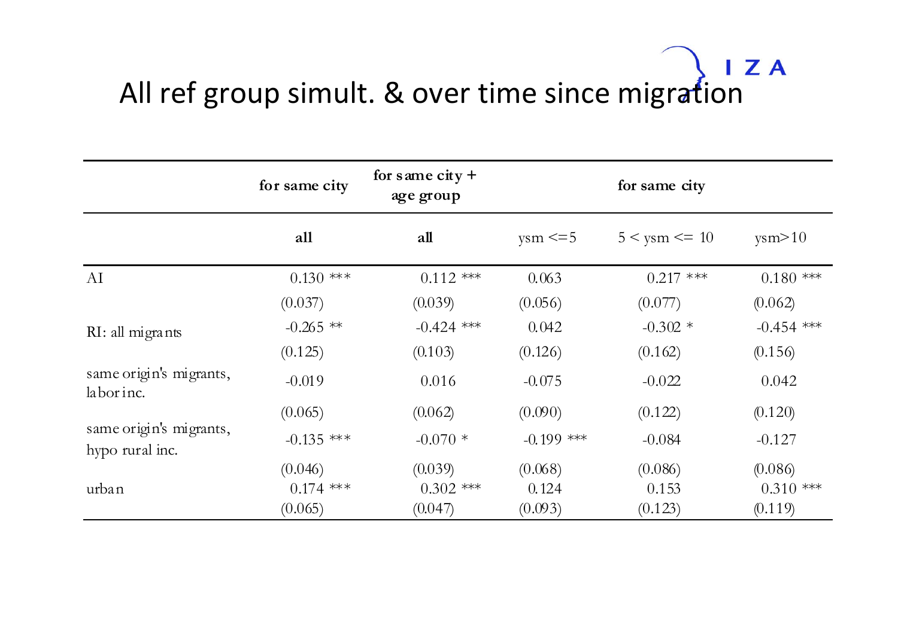# All ref group simult. & over time since migration

| | for same city | for same city + age group | for same city | | |
|---|---|---|---|---|---|
| | **all** | **all** | ysm <=5 | 5 < ysm <= 10 | ysm>10 |
| AI | 0.130 *** | 0.112 *** | 0.063 | 0.217 *** | 0.180 *** |
| | (0.037) | (0.039) | (0.056) | (0.077) | (0.062) |
| RI: all migrants | -0.265 ** | -0.424 *** | 0.042 | -0.302 * | -0.454 *** |
| | (0.125) | (0.103) | (0.126) | (0.162) | (0.156) |
| same origin's migrants, labor inc. | -0.019 | 0.016 | -0.075 | -0.022 | 0.042 |
| | (0.065) | (0.062) | (0.090) | (0.122) | (0.120) |
| same origin's migrants, hypo rural inc. | -0.135 *** | -0.070 * | -0.199 *** | -0.084 | -0.127 |
| | (0.046) | (0.039) | (0.068) | (0.086) | (0.086) |
| urban | 0.174 *** | 0.302 *** | 0.124 | 0.153 | 0.310 *** |
| | (0.065) | (0.047) | (0.093) | (0.123) | (0.119) |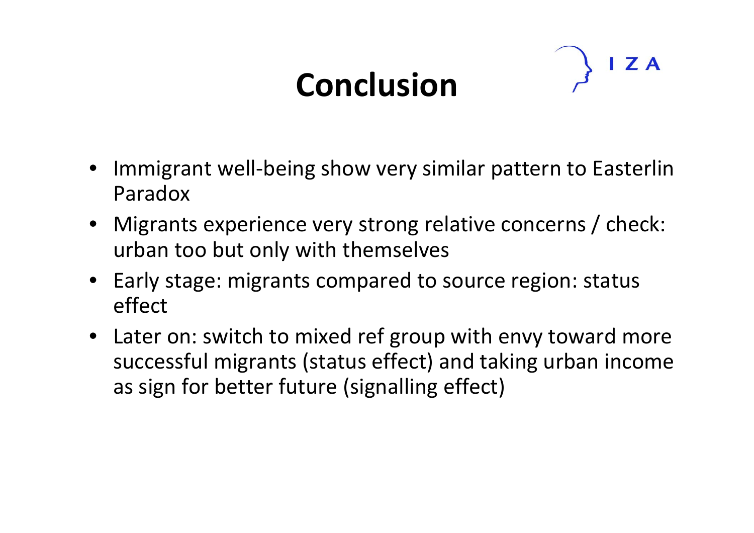# Conclusion

- Immigrant well-being show very similar pattern to Easterlin Paradox
- Migrants experience very strong relative concerns / check: urban too but only with themselves
- Early stage: migrants compared to source region: status effect
- Later on: switch to mixed ref group with envy toward more successful migrants (status effect) and taking urban income as sign for better future (signalling effect)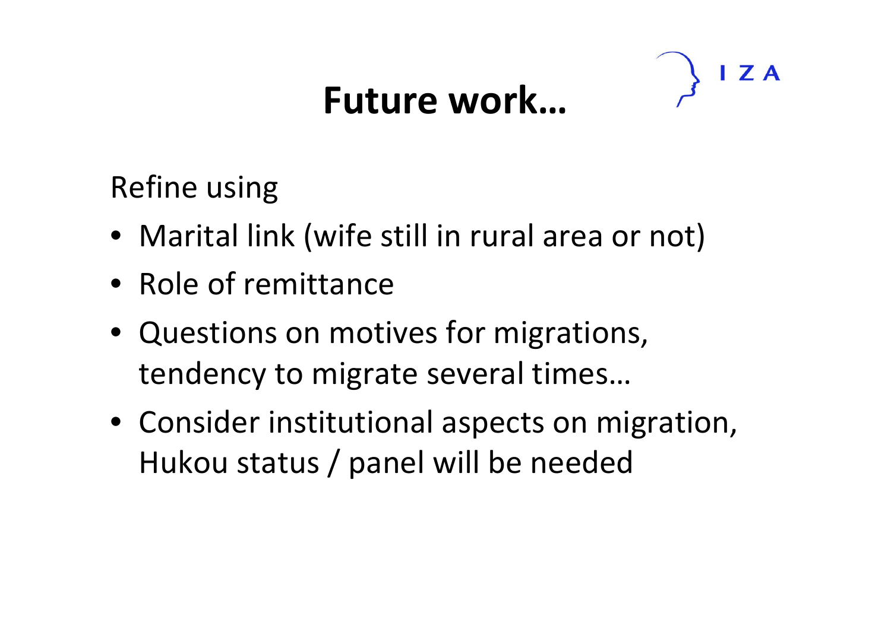# Future work…

Refine using

- Marital link (wife still in rural area or not)
- Role of remittance
- Questions on motives for migrations, tendency to migrate several times…
- Consider institutional aspects on migration, Hukou status / panel will be needed